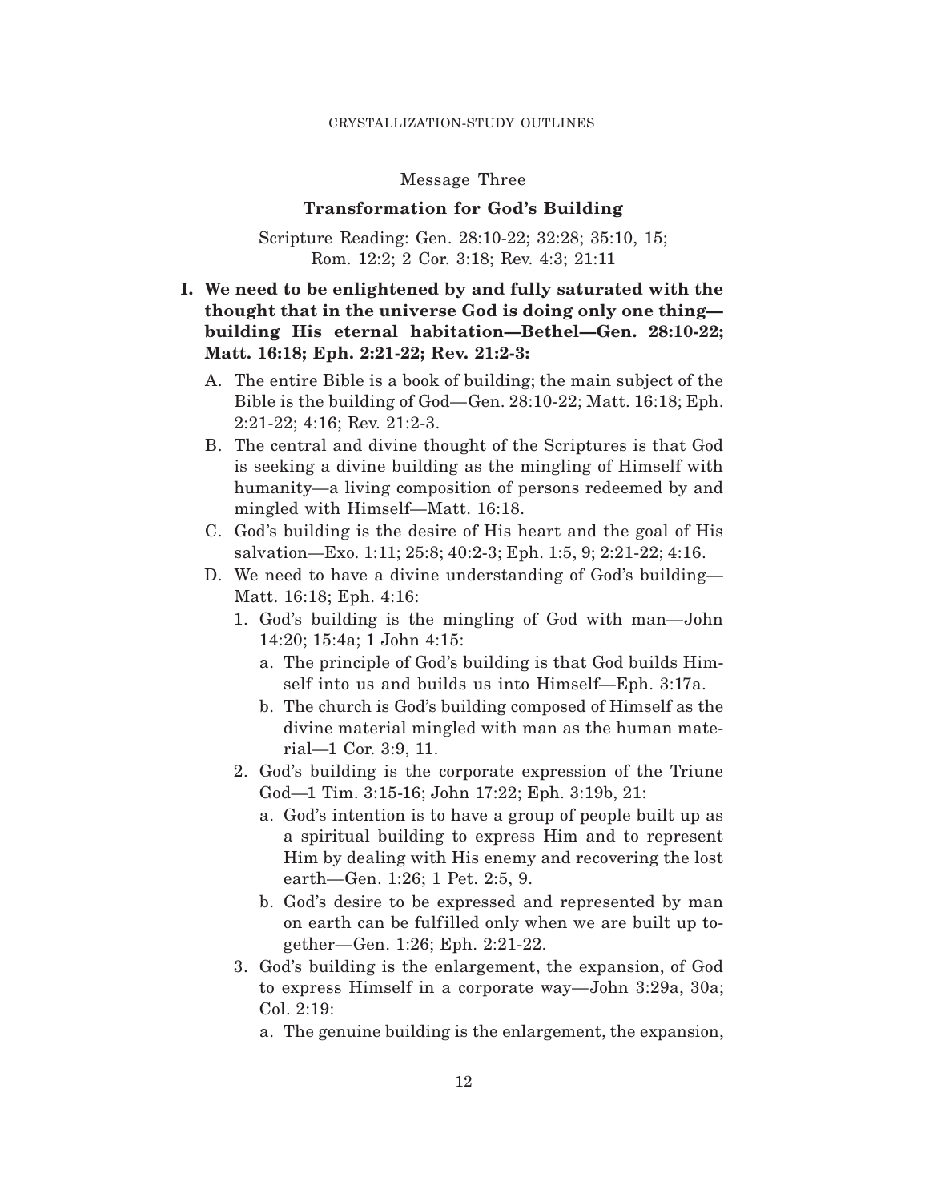## Message Three

# Transformation for God's Building

Scripture Reading: Gen. 28:10-22; 32:28; 35:10, 15; Rom. 12:2; 2 Cor. 3:18; Rev. 4:3; 21:11

**I. We need to be enlightened by and fully saturated with the thought that in the universe God is doing only one thing—building His eternal habitation—Bethel—Gen. 28:10-22; Matt. 16:18; Eph. 2:21-22; Rev. 21:2-3:**

A. The entire Bible is a book of building; the main subject of the Bible is the building of God—Gen. 28:10-22; Matt. 16:18; Eph. 2:21-22; 4:16; Rev. 21:2-3.

B. The central and divine thought of the Scriptures is that God is seeking a divine building as the mingling of Himself with humanity—a living composition of persons redeemed by and mingled with Himself—Matt. 16:18.

C. God's building is the desire of His heart and the goal of His salvation—Exo. 1:11; 25:8; 40:2-3; Eph. 1:5, 9; 2:21-22; 4:16.

D. We need to have a divine understanding of God's building—Matt. 16:18; Eph. 4:16:

1. God's building is the mingling of God with man—John 14:20; 15:4a; 1 John 4:15:

   a. The principle of God's building is that God builds Himself into us and builds us into Himself—Eph. 3:17a.

   b. The church is God's building composed of Himself as the divine material mingled with man as the human material—1 Cor. 3:9, 11.

2. God's building is the corporate expression of the Triune God—1 Tim. 3:15-16; John 17:22; Eph. 3:19b, 21:

   a. God's intention is to have a group of people built up as a spiritual building to express Him and to represent Him by dealing with His enemy and recovering the lost earth—Gen. 1:26; 1 Pet. 2:5, 9.

   b. God's desire to be expressed and represented by man on earth can be fulfilled only when we are built up together—Gen. 1:26; Eph. 2:21-22.

3. God's building is the enlargement, the expansion, of God to express Himself in a corporate way—John 3:29a, 30a; Col. 2:19:

   a. The genuine building is the enlargement, the expansion,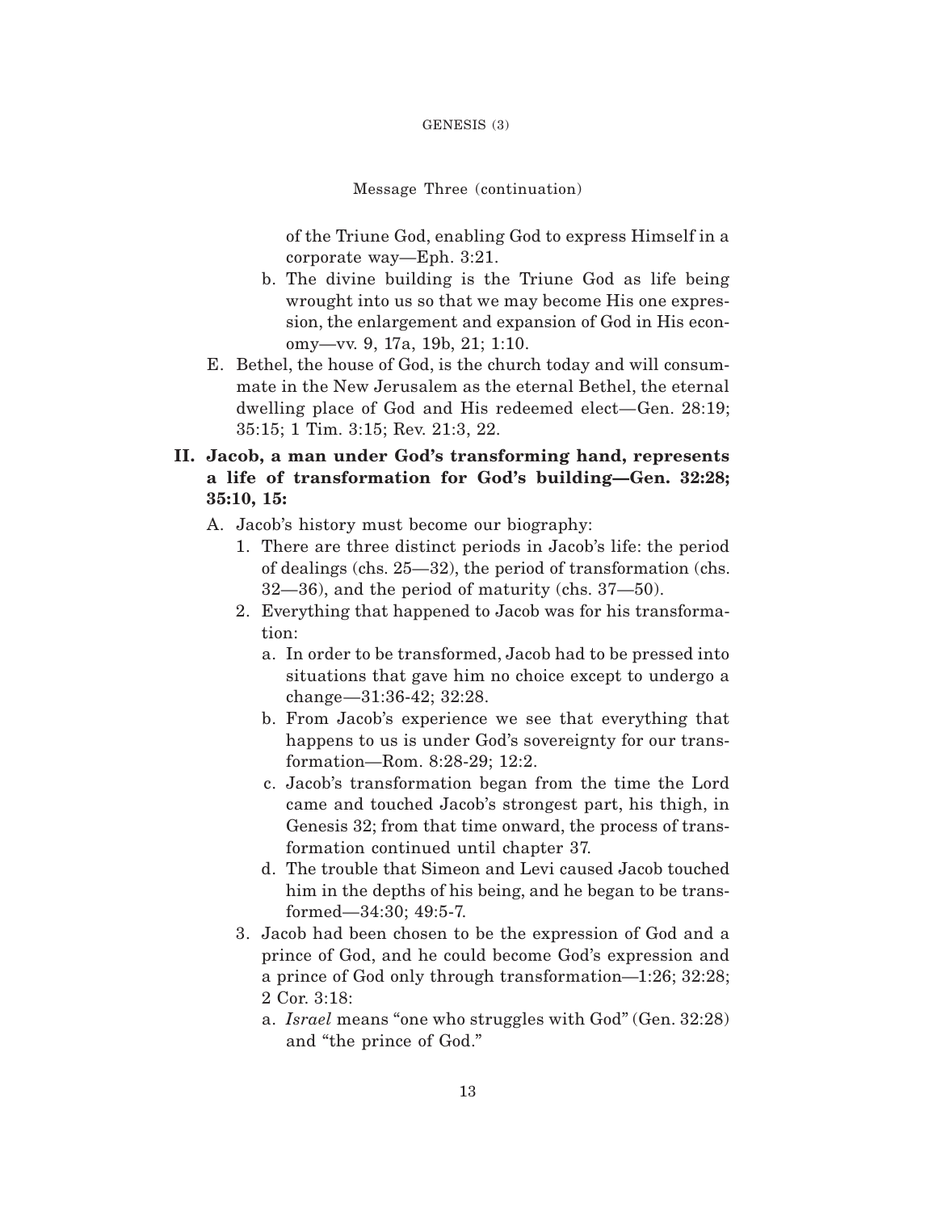of the Triune God, enabling God to express Himself in a corporate way—Eph. 3:21.

   b. The divine building is the Triune God as life being wrought into us so that we may become His one expression, the enlargement and expansion of God in His economy—vv. 9, 17a, 19b, 21; 1:10.

E. Bethel, the house of God, is the church today and will consummate in the New Jerusalem as the eternal Bethel, the eternal dwelling place of God and His redeemed elect—Gen. 28:19; 35:15; 1 Tim. 3:15; Rev. 21:3, 22.

**II. Jacob, a man under God's transforming hand, represents a life of transformation for God's building—Gen. 32:28; 35:10, 15:**

A. Jacob's history must become our biography:

1. There are three distinct periods in Jacob's life: the period of dealings (chs. 25—32), the period of transformation (chs. 32—36), and the period of maturity (chs. 37—50).

2. Everything that happened to Jacob was for his transformation:

   a. In order to be transformed, Jacob had to be pressed into situations that gave him no choice except to undergo a change—31:36-42; 32:28.

   b. From Jacob's experience we see that everything that happens to us is under God's sovereignty for our transformation—Rom. 8:28-29; 12:2.

   c. Jacob's transformation began from the time the Lord came and touched Jacob's strongest part, his thigh, in Genesis 32; from that time onward, the process of transformation continued until chapter 37.

   d. The trouble that Simeon and Levi caused Jacob touched him in the depths of his being, and he began to be transformed—34:30; 49:5-7.

3. Jacob had been chosen to be the expression of God and a prince of God, and he could become God's expression and a prince of God only through transformation—1:26; 32:28; 2 Cor. 3:18:

   a. *Israel* means "one who struggles with God" (Gen. 32:28) and "the prince of God."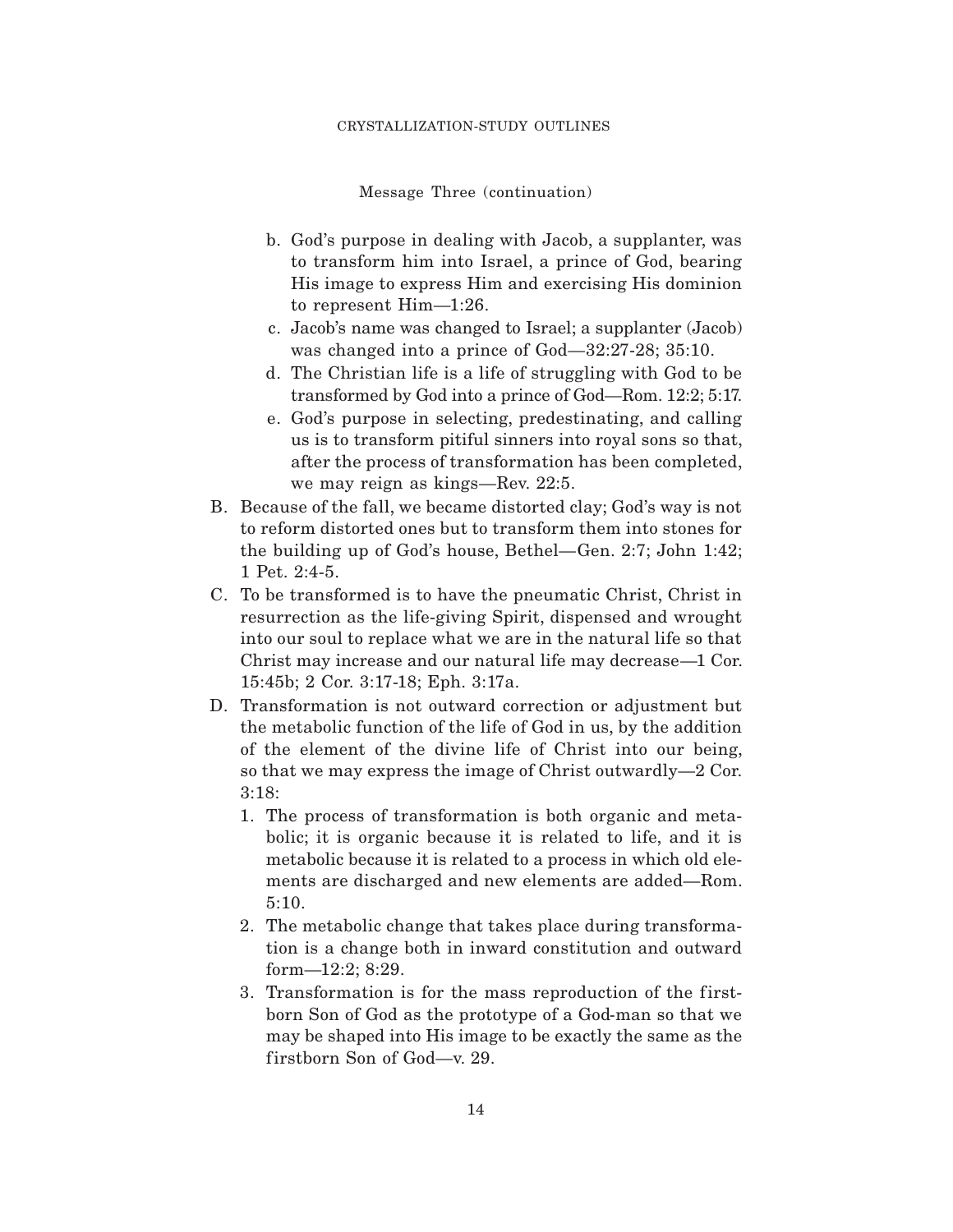Message Three (continuation)

b. God's purpose in dealing with Jacob, a supplanter, was to transform him into Israel, a prince of God, bearing His image to express Him and exercising His dominion to represent Him—1:26.

c. Jacob's name was changed to Israel; a supplanter (Jacob) was changed into a prince of God—32:27-28; 35:10.

d. The Christian life is a life of struggling with God to be transformed by God into a prince of God—Rom. 12:2; 5:17.

e. God's purpose in selecting, predestinating, and calling us is to transform pitiful sinners into royal sons so that, after the process of transformation has been completed, we may reign as kings—Rev. 22:5.

B. Because of the fall, we became distorted clay; God's way is not to reform distorted ones but to transform them into stones for the building up of God's house, Bethel—Gen. 2:7; John 1:42; 1 Pet. 2:4-5.

C. To be transformed is to have the pneumatic Christ, Christ in resurrection as the life-giving Spirit, dispensed and wrought into our soul to replace what we are in the natural life so that Christ may increase and our natural life may decrease—1 Cor. 15:45b; 2 Cor. 3:17-18; Eph. 3:17a.

D. Transformation is not outward correction or adjustment but the metabolic function of the life of God in us, by the addition of the element of the divine life of Christ into our being, so that we may express the image of Christ outwardly—2 Cor. 3:18:

1. The process of transformation is both organic and metabolic; it is organic because it is related to life, and it is metabolic because it is related to a process in which old elements are discharged and new elements are added—Rom. 5:10.

2. The metabolic change that takes place during transformation is a change both in inward constitution and outward form—12:2; 8:29.

3. Transformation is for the mass reproduction of the firstborn Son of God as the prototype of a God-man so that we may be shaped into His image to be exactly the same as the firstborn Son of God—v. 29.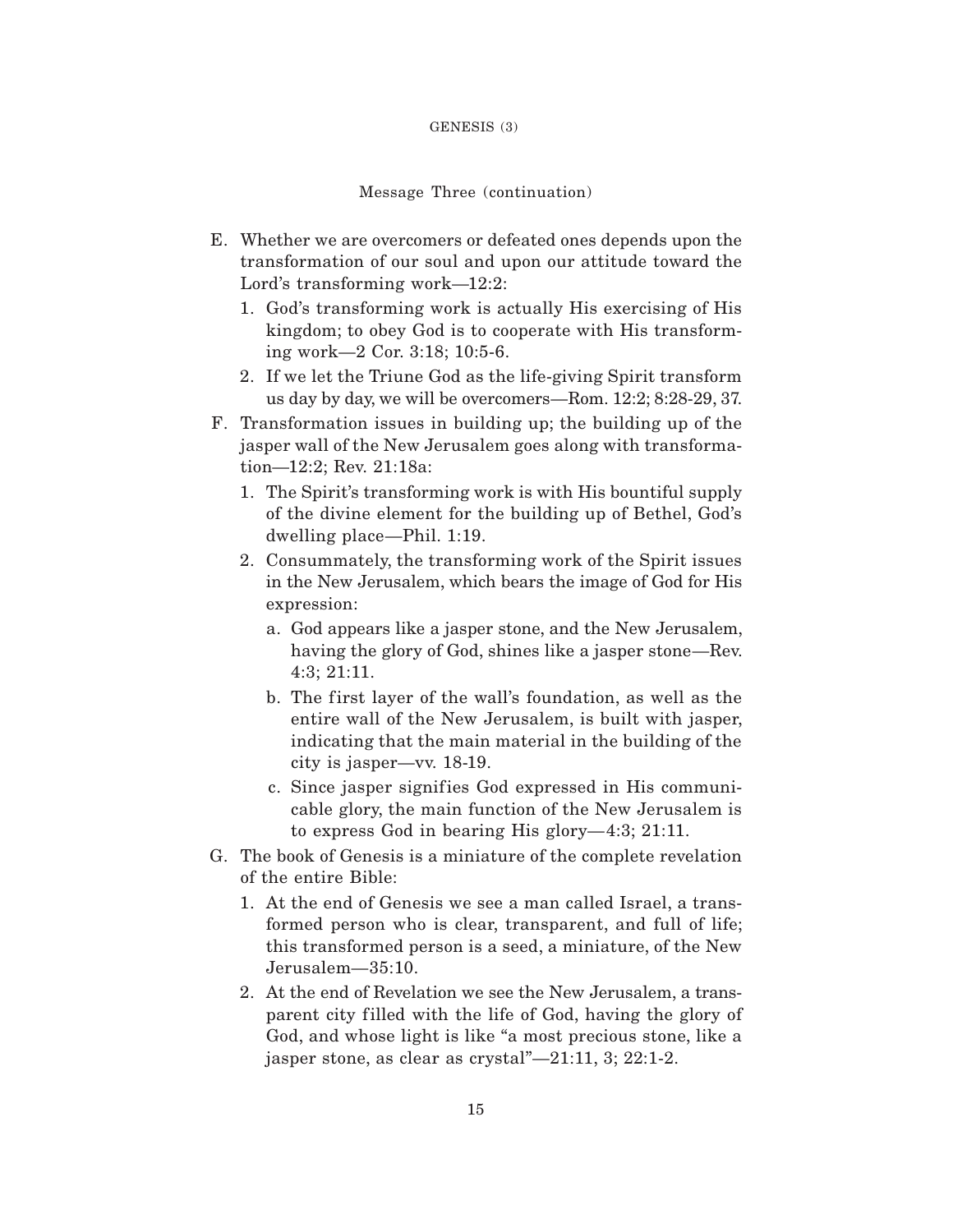Message Three (continuation)

E. Whether we are overcomers or defeated ones depends upon the transformation of our soul and upon our attitude toward the Lord's transforming work—12:2:
   1. God's transforming work is actually His exercising of His kingdom; to obey God is to cooperate with His transforming work—2 Cor. 3:18; 10:5-6.
   2. If we let the Triune God as the life-giving Spirit transform us day by day, we will be overcomers—Rom. 12:2; 8:28-29, 37.

F. Transformation issues in building up; the building up of the jasper wall of the New Jerusalem goes along with transformation—12:2; Rev. 21:18a:
   1. The Spirit's transforming work is with His bountiful supply of the divine element for the building up of Bethel, God's dwelling place—Phil. 1:19.
   2. Consummately, the transforming work of the Spirit issues in the New Jerusalem, which bears the image of God for His expression:
      a. God appears like a jasper stone, and the New Jerusalem, having the glory of God, shines like a jasper stone—Rev. 4:3; 21:11.
      b. The first layer of the wall's foundation, as well as the entire wall of the New Jerusalem, is built with jasper, indicating that the main material in the building of the city is jasper—vv. 18-19.
      c. Since jasper signifies God expressed in His communicable glory, the main function of the New Jerusalem is to express God in bearing His glory—4:3; 21:11.

G. The book of Genesis is a miniature of the complete revelation of the entire Bible:
   1. At the end of Genesis we see a man called Israel, a transformed person who is clear, transparent, and full of life; this transformed person is a seed, a miniature, of the New Jerusalem—35:10.
   2. At the end of Revelation we see the New Jerusalem, a transparent city filled with the life of God, having the glory of God, and whose light is like "a most precious stone, like a jasper stone, as clear as crystal"—21:11, 3; 22:1-2.